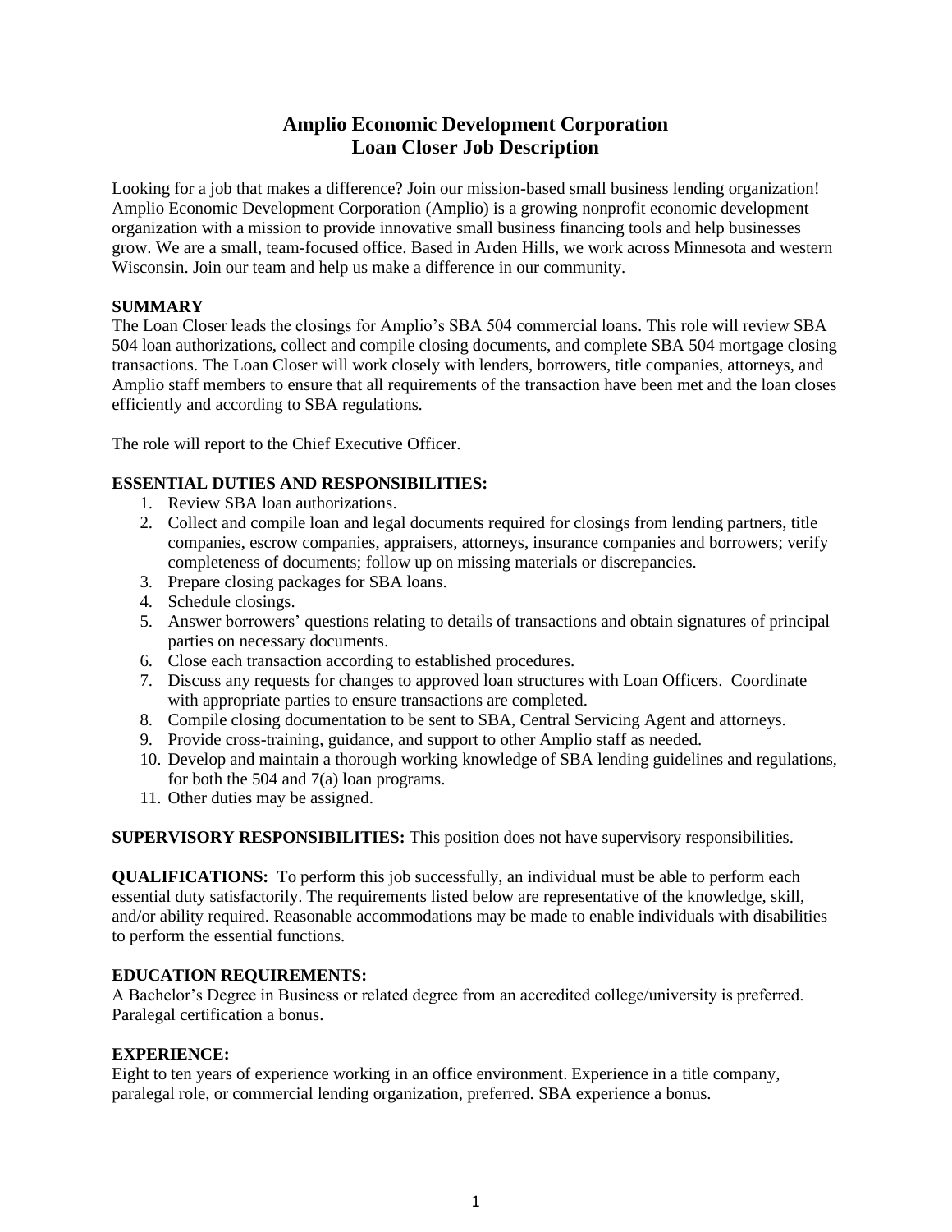# Amplio Economic Development Corporation
# Loan Closer Job Description

Looking for a job that makes a difference? Join our mission-based small business lending organization! Amplio Economic Development Corporation (Amplio) is a growing nonprofit economic development organization with a mission to provide innovative small business financing tools and help businesses grow. We are a small, team-focused office. Based in Arden Hills, we work across Minnesota and western Wisconsin. Join our team and help us make a difference in our community.

**SUMMARY**

The Loan Closer leads the closings for Amplio's SBA 504 commercial loans. This role will review SBA 504 loan authorizations, collect and compile closing documents, and complete SBA 504 mortgage closing transactions. The Loan Closer will work closely with lenders, borrowers, title companies, attorneys, and Amplio staff members to ensure that all requirements of the transaction have been met and the loan closes efficiently and according to SBA regulations.

The role will report to the Chief Executive Officer.

**ESSENTIAL DUTIES AND RESPONSIBILITIES:**

1. Review SBA loan authorizations.
2. Collect and compile loan and legal documents required for closings from lending partners, title companies, escrow companies, appraisers, attorneys, insurance companies and borrowers; verify completeness of documents; follow up on missing materials or discrepancies.
3. Prepare closing packages for SBA loans.
4. Schedule closings.
5. Answer borrowers' questions relating to details of transactions and obtain signatures of principal parties on necessary documents.
6. Close each transaction according to established procedures.
7. Discuss any requests for changes to approved loan structures with Loan Officers. Coordinate with appropriate parties to ensure transactions are completed.
8. Compile closing documentation to be sent to SBA, Central Servicing Agent and attorneys.
9. Provide cross-training, guidance, and support to other Amplio staff as needed.
10. Develop and maintain a thorough working knowledge of SBA lending guidelines and regulations, for both the 504 and 7(a) loan programs.
11. Other duties may be assigned.

**SUPERVISORY RESPONSIBILITIES:** This position does not have supervisory responsibilities.

**QUALIFICATIONS:** To perform this job successfully, an individual must be able to perform each essential duty satisfactorily. The requirements listed below are representative of the knowledge, skill, and/or ability required. Reasonable accommodations may be made to enable individuals with disabilities to perform the essential functions.

**EDUCATION REQUIREMENTS:**

A Bachelor's Degree in Business or related degree from an accredited college/university is preferred. Paralegal certification a bonus.

**EXPERIENCE:**

Eight to ten years of experience working in an office environment. Experience in a title company, paralegal role, or commercial lending organization, preferred. SBA experience a bonus.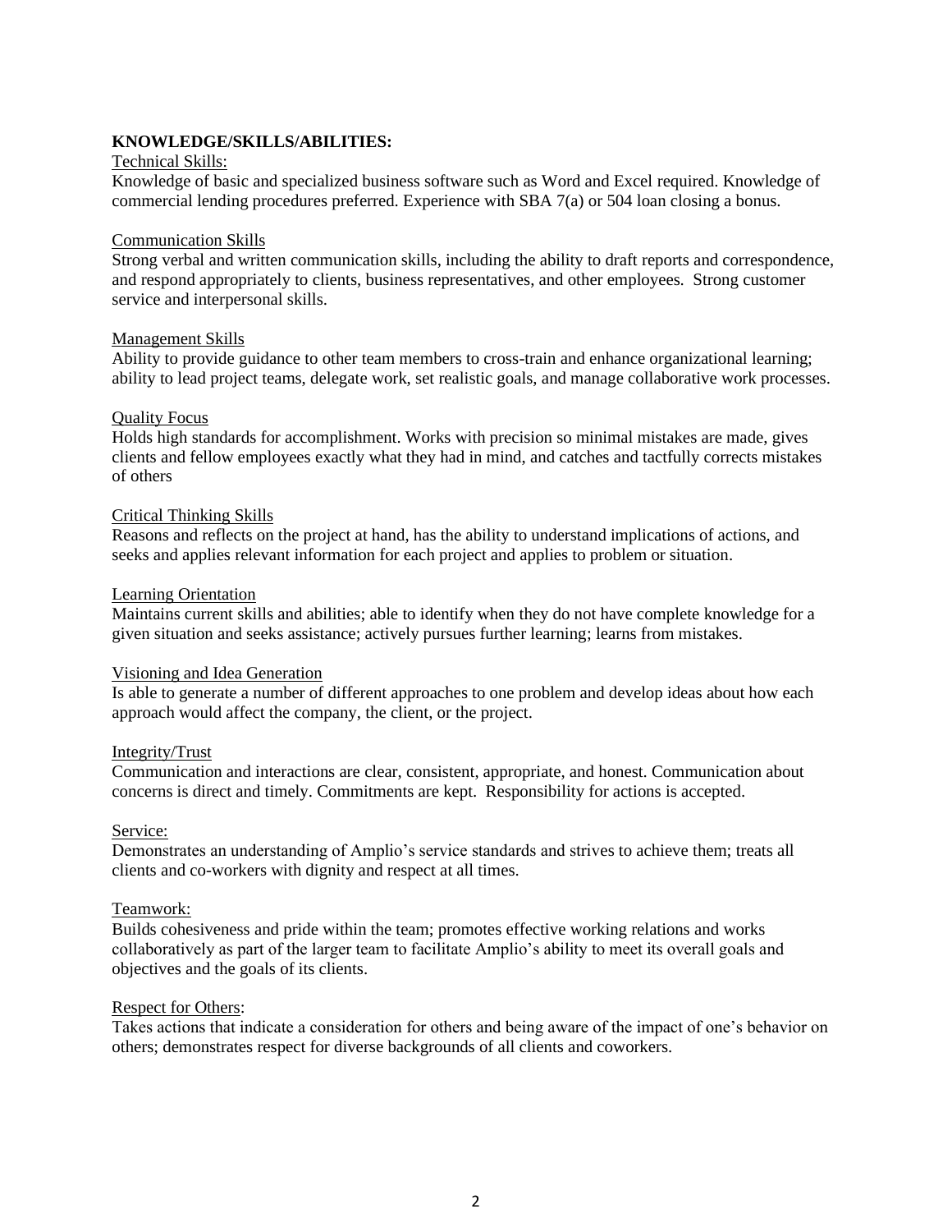**KNOWLEDGE/SKILLS/ABILITIES:**

Technical Skills:

Knowledge of basic and specialized business software such as Word and Excel required. Knowledge of commercial lending procedures preferred. Experience with SBA 7(a) or 504 loan closing a bonus.

Communication Skills

Strong verbal and written communication skills, including the ability to draft reports and correspondence, and respond appropriately to clients, business representatives, and other employees. Strong customer service and interpersonal skills.

Management Skills

Ability to provide guidance to other team members to cross-train and enhance organizational learning; ability to lead project teams, delegate work, set realistic goals, and manage collaborative work processes.

Quality Focus

Holds high standards for accomplishment. Works with precision so minimal mistakes are made, gives clients and fellow employees exactly what they had in mind, and catches and tactfully corrects mistakes of others

Critical Thinking Skills

Reasons and reflects on the project at hand, has the ability to understand implications of actions, and seeks and applies relevant information for each project and applies to problem or situation.

Learning Orientation

Maintains current skills and abilities; able to identify when they do not have complete knowledge for a given situation and seeks assistance; actively pursues further learning; learns from mistakes.

Visioning and Idea Generation

Is able to generate a number of different approaches to one problem and develop ideas about how each approach would affect the company, the client, or the project.

Integrity/Trust

Communication and interactions are clear, consistent, appropriate, and honest. Communication about concerns is direct and timely. Commitments are kept. Responsibility for actions is accepted.

Service:

Demonstrates an understanding of Amplio's service standards and strives to achieve them; treats all clients and co-workers with dignity and respect at all times.

Teamwork:

Builds cohesiveness and pride within the team; promotes effective working relations and works collaboratively as part of the larger team to facilitate Amplio's ability to meet its overall goals and objectives and the goals of its clients.

Respect for Others:

Takes actions that indicate a consideration for others and being aware of the impact of one's behavior on others; demonstrates respect for diverse backgrounds of all clients and coworkers.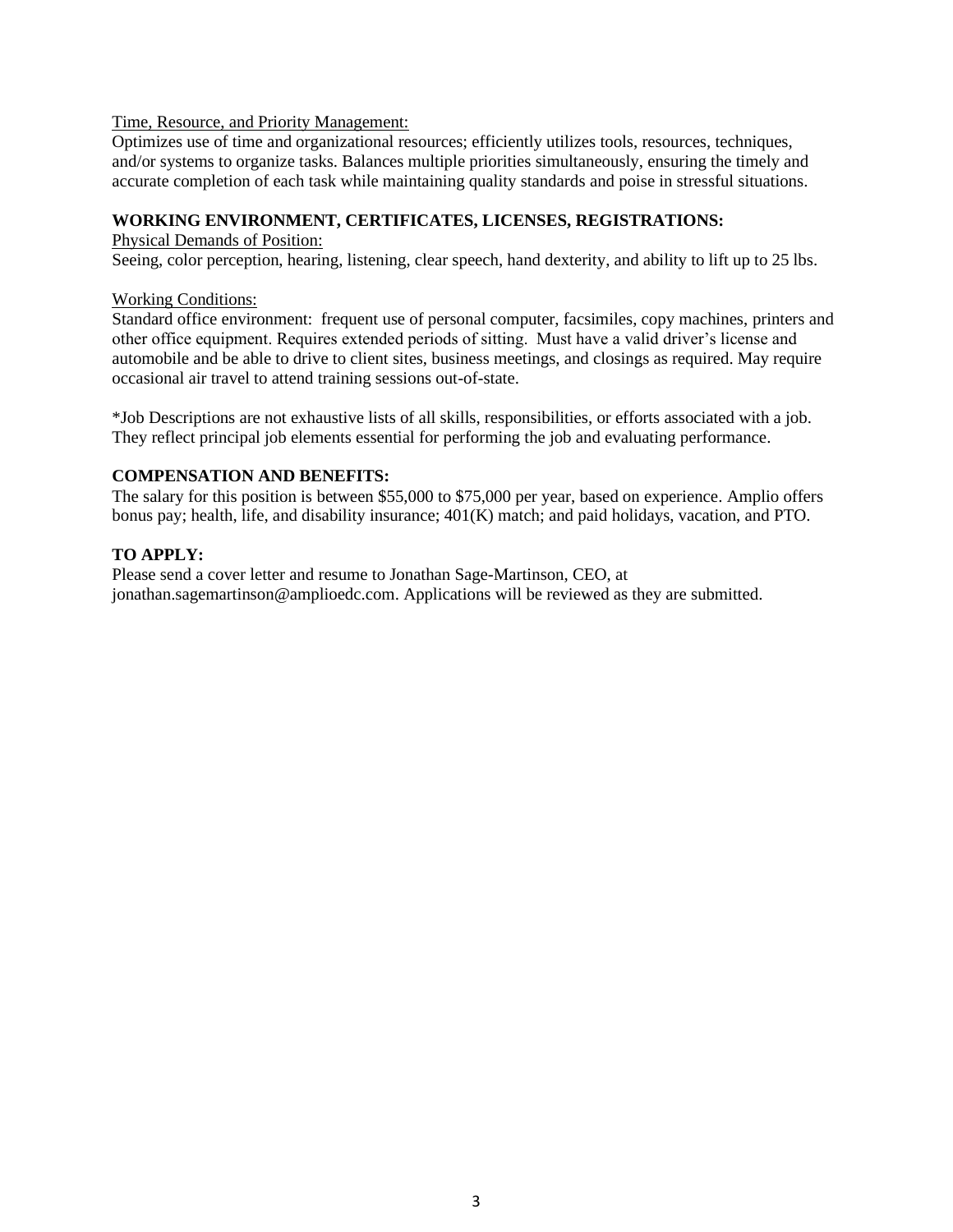Time, Resource, and Priority Management:

Optimizes use of time and organizational resources; efficiently utilizes tools, resources, techniques, and/or systems to organize tasks. Balances multiple priorities simultaneously, ensuring the timely and accurate completion of each task while maintaining quality standards and poise in stressful situations.

**WORKING ENVIRONMENT, CERTIFICATES, LICENSES, REGISTRATIONS:**

Physical Demands of Position:

Seeing, color perception, hearing, listening, clear speech, hand dexterity, and ability to lift up to 25 lbs.

Working Conditions:

Standard office environment: frequent use of personal computer, facsimiles, copy machines, printers and other office equipment. Requires extended periods of sitting. Must have a valid driver's license and automobile and be able to drive to client sites, business meetings, and closings as required. May require occasional air travel to attend training sessions out-of-state.

*Job Descriptions are not exhaustive lists of all skills, responsibilities, or efforts associated with a job. They reflect principal job elements essential for performing the job and evaluating performance.

**COMPENSATION AND BENEFITS:**

The salary for this position is between $55,000 to $75,000 per year, based on experience. Amplio offers bonus pay; health, life, and disability insurance; 401(K) match; and paid holidays, vacation, and PTO.

**TO APPLY:**

Please send a cover letter and resume to Jonathan Sage-Martinson, CEO, at jonathan.sagemartinson@amplioedc.com. Applications will be reviewed as they are submitted.